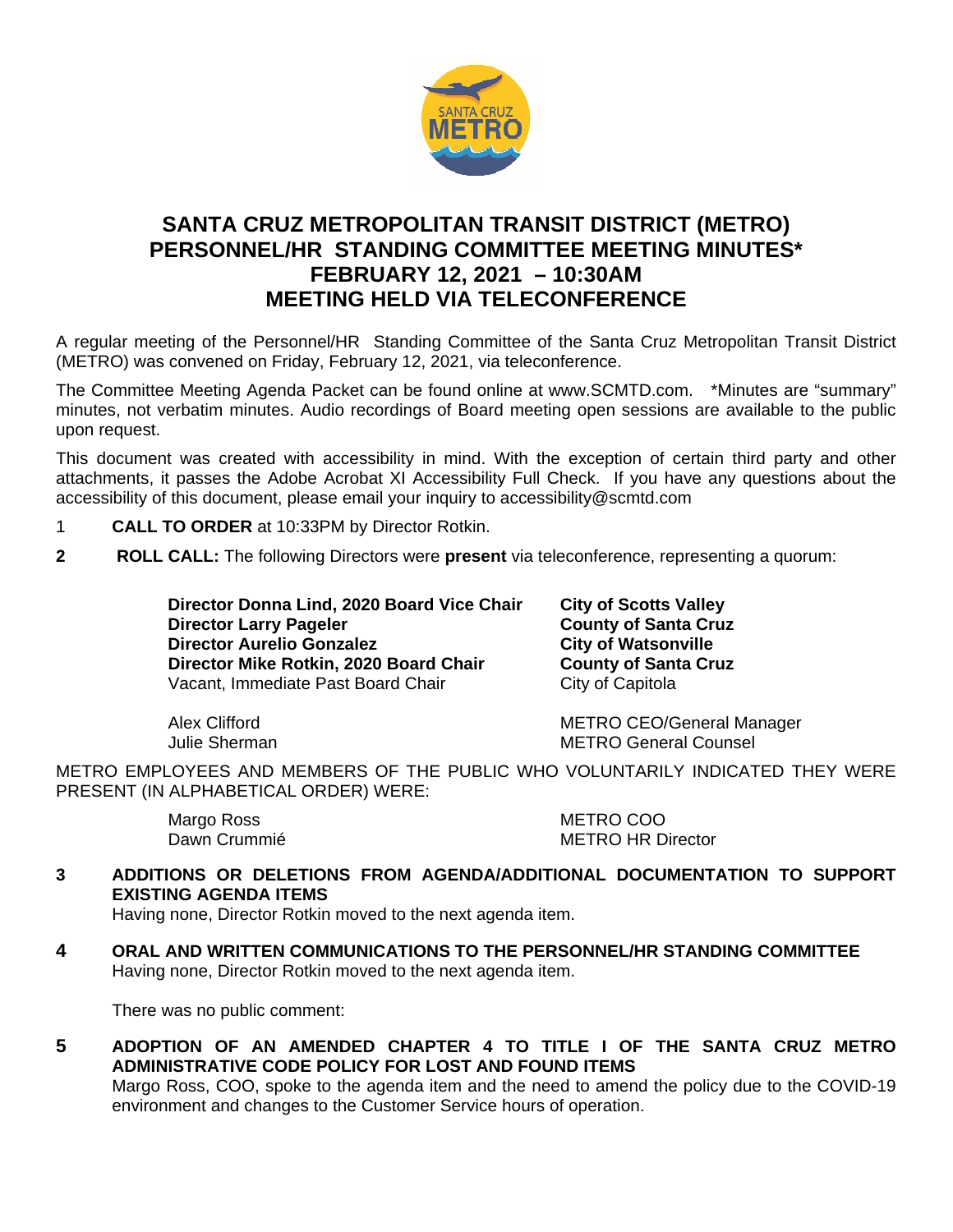# SANTA CRUZ METROPOLITAN TRANSIT DISTRICT (METRO) PERSONNEL/HR STANDING COMMITTEE MEETING MINUTES* FEBRUARY 12, 2021 – 10:30AM MEETING HELD VIA TELECONFERENCE

A regular meeting of the Personnel/HR Standing Committee of the Santa Cruz Metropolitan Transit District (METRO) was convened on Friday, February 12, 2021, via teleconference.

The Committee Meeting Agenda Packet can be found online at www.SCMTD.com. *Minutes are "summary" minutes, not verbatim minutes. Audio recordings of Board meeting open sessions are available to the public upon request.

This document was created with accessibility in mind. With the exception of certain third party and other attachments, it passes the Adobe Acrobat XI Accessibility Full Check. If you have any questions about the accessibility of this document, please email your inquiry to accessibility@scmtd.com

1 **CALL TO ORDER** at 10:33PM by Director Rotkin.

**2 ROLL CALL:** The following Directors were **present** via teleconference, representing a quorum:

| | |
|---|---|
| **Director Donna Lind, 2020 Board Vice Chair** | **City of Scotts Valley** |
| **Director Larry Pageler** | **County of Santa Cruz** |
| **Director Aurelio Gonzalez** | **City of Watsonville** |
| **Director Mike Rotkin, 2020 Board Chair** | **County of Santa Cruz** |
| Vacant, Immediate Past Board Chair | City of Capitola |
| Alex Clifford | METRO CEO/General Manager |
| Julie Sherman | METRO General Counsel |

METRO EMPLOYEES AND MEMBERS OF THE PUBLIC WHO VOLUNTARILY INDICATED THEY WERE PRESENT (IN ALPHABETICAL ORDER) WERE:

| | |
|---|---|
| Margo Ross | METRO COO |
| Dawn Crummié | METRO HR Director |

**3 ADDITIONS OR DELETIONS FROM AGENDA/ADDITIONAL DOCUMENTATION TO SUPPORT EXISTING AGENDA ITEMS**

Having none, Director Rotkin moved to the next agenda item.

**4 ORAL AND WRITTEN COMMUNICATIONS TO THE PERSONNEL/HR STANDING COMMITTEE**

Having none, Director Rotkin moved to the next agenda item.

There was no public comment:

**5 ADOPTION OF AN AMENDED CHAPTER 4 TO TITLE I OF THE SANTA CRUZ METRO ADMINISTRATIVE CODE POLICY FOR LOST AND FOUND ITEMS**

Margo Ross, COO, spoke to the agenda item and the need to amend the policy due to the COVID-19 environment and changes to the Customer Service hours of operation.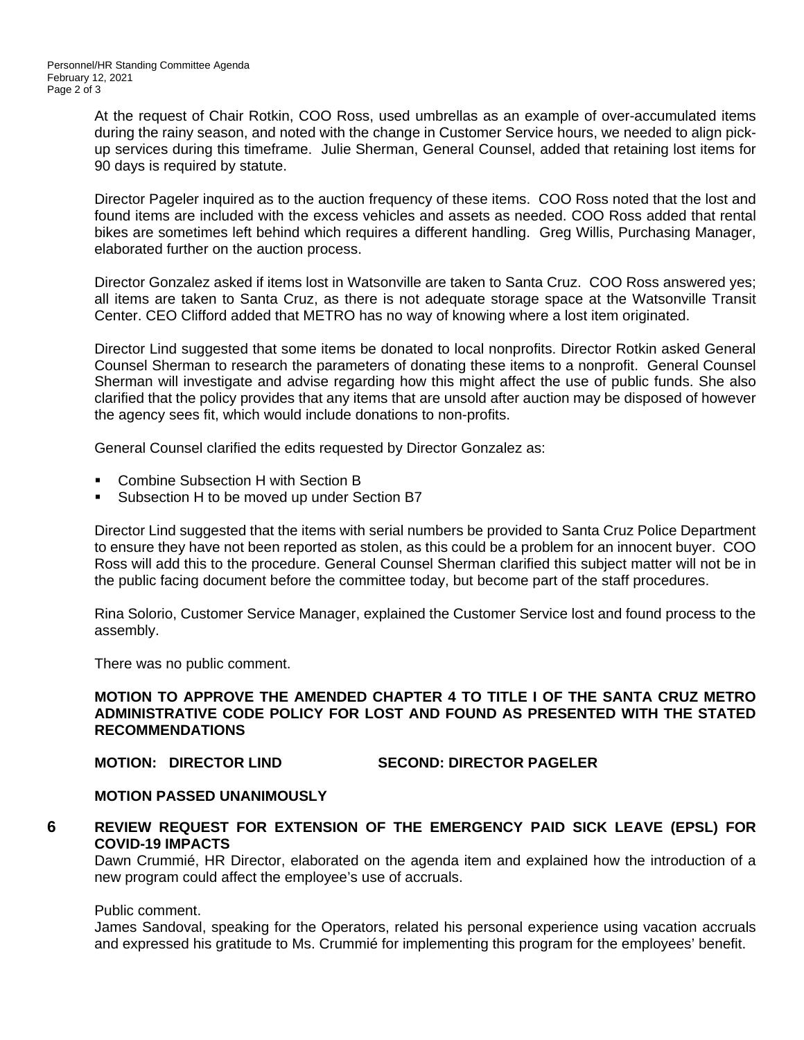At the request of Chair Rotkin, COO Ross, used umbrellas as an example of over-accumulated items during the rainy season, and noted with the change in Customer Service hours, we needed to align pick-up services during this timeframe. Julie Sherman, General Counsel, added that retaining lost items for 90 days is required by statute.

Director Pageler inquired as to the auction frequency of these items. COO Ross noted that the lost and found items are included with the excess vehicles and assets as needed. COO Ross added that rental bikes are sometimes left behind which requires a different handling. Greg Willis, Purchasing Manager, elaborated further on the auction process.

Director Gonzalez asked if items lost in Watsonville are taken to Santa Cruz. COO Ross answered yes; all items are taken to Santa Cruz, as there is not adequate storage space at the Watsonville Transit Center. CEO Clifford added that METRO has no way of knowing where a lost item originated.

Director Lind suggested that some items be donated to local nonprofits. Director Rotkin asked General Counsel Sherman to research the parameters of donating these items to a nonprofit. General Counsel Sherman will investigate and advise regarding how this might affect the use of public funds. She also clarified that the policy provides that any items that are unsold after auction may be disposed of however the agency sees fit, which would include donations to non-profits.

General Counsel clarified the edits requested by Director Gonzalez as:

- Combine Subsection H with Section B
- Subsection H to be moved up under Section B7

Director Lind suggested that the items with serial numbers be provided to Santa Cruz Police Department to ensure they have not been reported as stolen, as this could be a problem for an innocent buyer. COO Ross will add this to the procedure. General Counsel Sherman clarified this subject matter will not be in the public facing document before the committee today, but become part of the staff procedures.

Rina Solorio, Customer Service Manager, explained the Customer Service lost and found process to the assembly.

There was no public comment.

**MOTION TO APPROVE THE AMENDED CHAPTER 4 TO TITLE I OF THE SANTA CRUZ METRO ADMINISTRATIVE CODE POLICY FOR LOST AND FOUND AS PRESENTED WITH THE STATED RECOMMENDATIONS**

**MOTION: DIRECTOR LIND SECOND: DIRECTOR PAGELER**

**MOTION PASSED UNANIMOUSLY**

## 6 REVIEW REQUEST FOR EXTENSION OF THE EMERGENCY PAID SICK LEAVE (EPSL) FOR COVID-19 IMPACTS

Dawn Crummié, HR Director, elaborated on the agenda item and explained how the introduction of a new program could affect the employee's use of accruals.

Public comment.
James Sandoval, speaking for the Operators, related his personal experience using vacation accruals and expressed his gratitude to Ms. Crummié for implementing this program for the employees' benefit.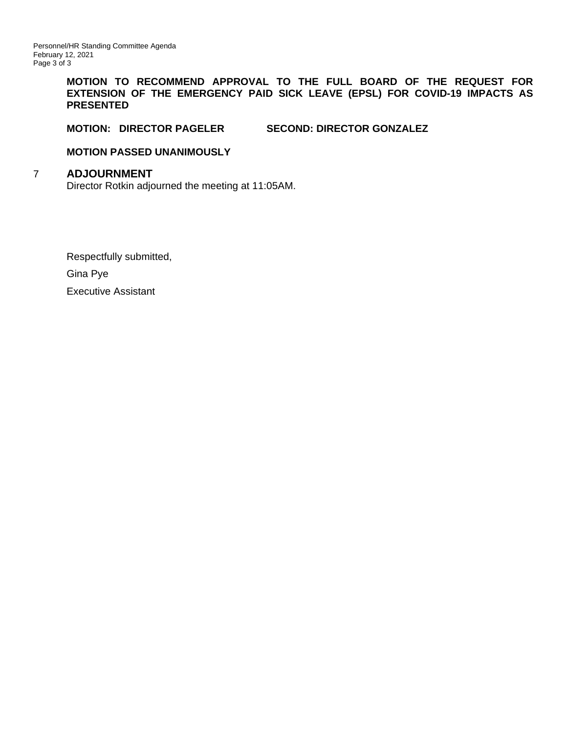**MOTION TO RECOMMEND APPROVAL TO THE FULL BOARD OF THE REQUEST FOR EXTENSION OF THE EMERGENCY PAID SICK LEAVE (EPSL) FOR COVID-19 IMPACTS AS PRESENTED**

**MOTION: DIRECTOR PAGELER SECOND: DIRECTOR GONZALEZ**

**MOTION PASSED UNANIMOUSLY**

## 7 ADJOURNMENT

Director Rotkin adjourned the meeting at 11:05AM.

Respectfully submitted,

Gina Pye

Executive Assistant